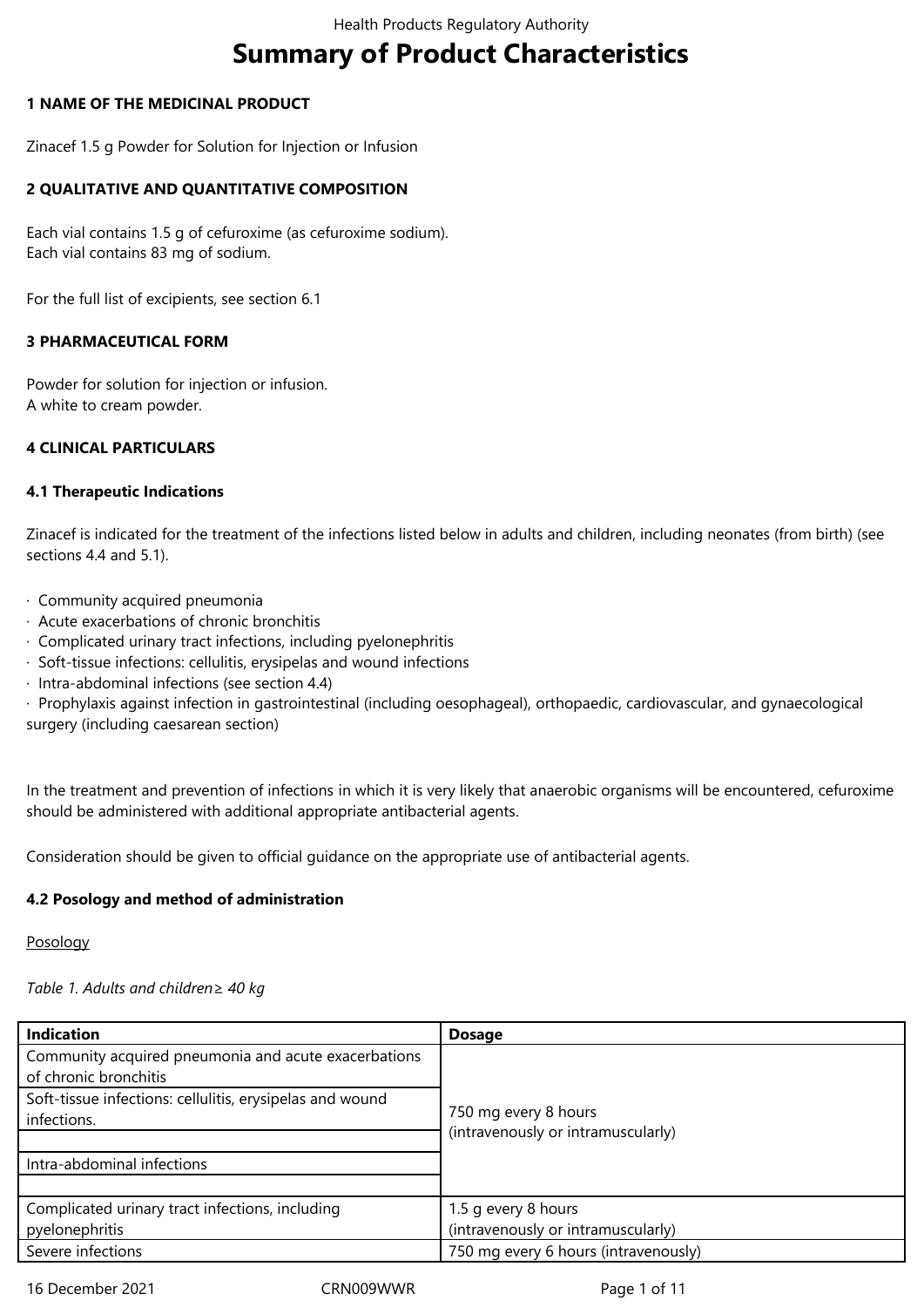# Summary of Product Characteristics

## 1 NAME OF THE MEDICINAL PRODUCT

Zinacef 1.5 g Powder for Solution for Injection or Infusion

## 2 QUALITATIVE AND QUANTITATIVE COMPOSITION

Each vial contains 1.5 g of cefuroxime (as cefuroxime sodium).
Each vial contains 83 mg of sodium.

For the full list of excipients, see section 6.1

## 3 PHARMACEUTICAL FORM

Powder for solution for injection or infusion.
A white to cream powder.

## 4 CLINICAL PARTICULARS

### 4.1 Therapeutic Indications

Zinacef is indicated for the treatment of the infections listed below in adults and children, including neonates (from birth) (see sections 4.4 and 5.1).

- Community acquired pneumonia
- Acute exacerbations of chronic bronchitis
- Complicated urinary tract infections, including pyelonephritis
- Soft-tissue infections: cellulitis, erysipelas and wound infections
- Intra-abdominal infections (see section 4.4)
- Prophylaxis against infection in gastrointestinal (including oesophageal), orthopaedic, cardiovascular, and gynaecological surgery (including caesarean section)

In the treatment and prevention of infections in which it is very likely that anaerobic organisms will be encountered, cefuroxime should be administered with additional appropriate antibacterial agents.

Consideration should be given to official guidance on the appropriate use of antibacterial agents.

### 4.2 Posology and method of administration

Posology

*Table 1. Adults and children ≥ 40 kg*

| Indication | Dosage |
|---|---|
| Community acquired pneumonia and acute exacerbations of chronic bronchitis | 750 mg every 8 hours (intravenously or intramuscularly) |
| Soft-tissue infections: cellulitis, erysipelas and wound infections. | |
| | |
| Intra-abdominal infections | |
| | |
| Complicated urinary tract infections, including pyelonephritis | 1.5 g every 8 hours (intravenously or intramuscularly) |
| Severe infections | 750 mg every 6 hours (intravenously) |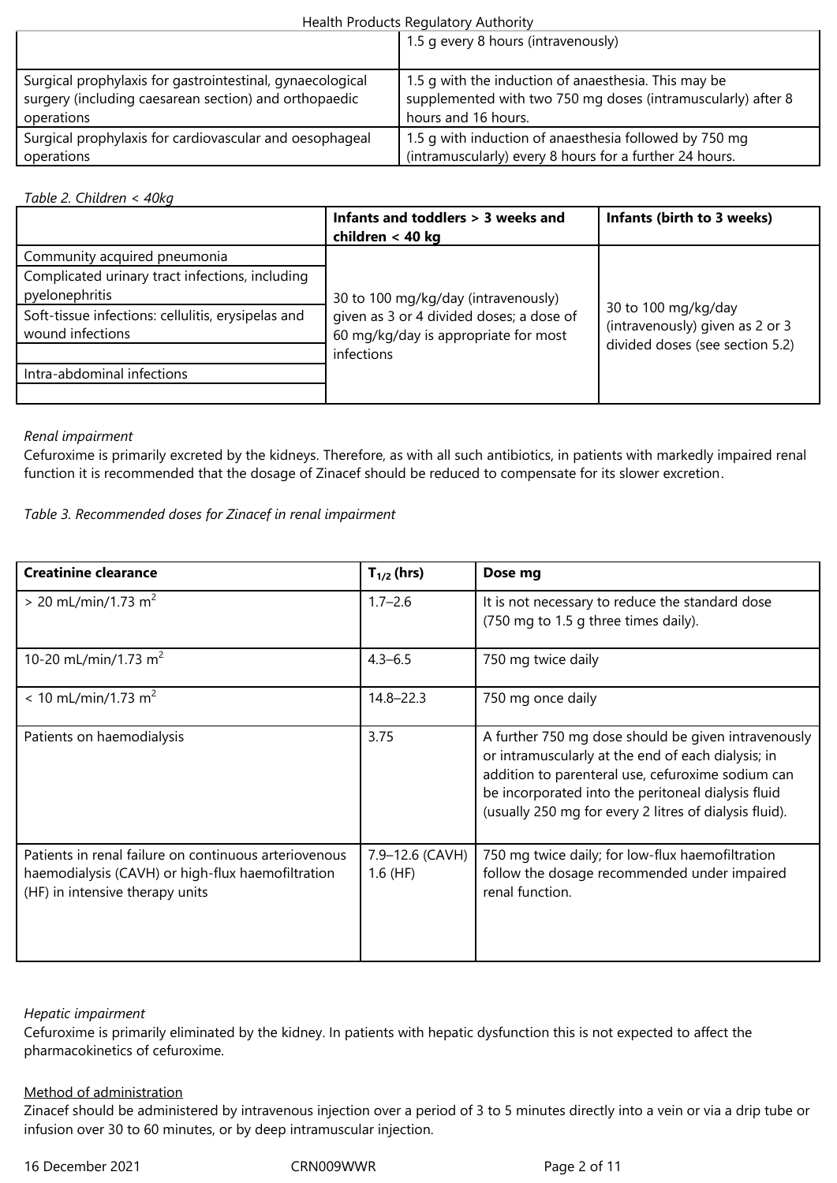| | |
|---|---|
| | 1.5 g every 8 hours (intravenously) |
| Surgical prophylaxis for gastrointestinal, gynaecological surgery (including caesarean section) and orthopaedic operations | 1.5 g with the induction of anaesthesia. This may be supplemented with two 750 mg doses (intramuscularly) after 8 hours and 16 hours. |
| Surgical prophylaxis for cardiovascular and oesophageal operations | 1.5 g with induction of anaesthesia followed by 750 mg (intramuscularly) every 8 hours for a further 24 hours. |

*Table 2. Children < 40kg*

| | **Infants and toddlers > 3 weeks and children < 40 kg** | **Infants (birth to 3 weeks)** |
|---|---|---|
| Community acquired pneumonia | 30 to 100 mg/kg/day (intravenously) given as 3 or 4 divided doses; a dose of 60 mg/kg/day is appropriate for most infections | 30 to 100 mg/kg/day (intravenously) given as 2 or 3 divided doses (see section 5.2) |
| Complicated urinary tract infections, including pyelonephritis | | |
| Soft-tissue infections: cellulitis, erysipelas and wound infections | | |
| | | |
| Intra-abdominal infections | | |
| | | |

*Renal impairment*

Cefuroxime is primarily excreted by the kidneys. Therefore, as with all such antibiotics, in patients with markedly impaired renal function it is recommended that the dosage of Zinacef should be reduced to compensate for its slower excretion.

*Table 3. Recommended doses for Zinacef in renal impairment*

| **Creatinine clearance** | **$T_{1/2}$ (hrs)** | **Dose mg** |
|---|---|---|
| > 20 mL/min/1.73 $m^2$ | 1.7–2.6 | It is not necessary to reduce the standard dose (750 mg to 1.5 g three times daily). |
| 10-20 mL/min/1.73 $m^2$ | 4.3–6.5 | 750 mg twice daily |
| < 10 mL/min/1.73 $m^2$ | 14.8–22.3 | 750 mg once daily |
| Patients on haemodialysis | 3.75 | A further 750 mg dose should be given intravenously or intramuscularly at the end of each dialysis; in addition to parenteral use, cefuroxime sodium can be incorporated into the peritoneal dialysis fluid (usually 250 mg for every 2 litres of dialysis fluid). |
| Patients in renal failure on continuous arteriovenous haemodialysis (CAVH) or high-flux haemofiltration (HF) in intensive therapy units | 7.9–12.6 (CAVH) 1.6 (HF) | 750 mg twice daily; for low-flux haemofiltration follow the dosage recommended under impaired renal function. |

*Hepatic impairment*

Cefuroxime is primarily eliminated by the kidney. In patients with hepatic dysfunction this is not expected to affect the pharmacokinetics of cefuroxime.

Method of administration

Zinacef should be administered by intravenous injection over a period of 3 to 5 minutes directly into a vein or via a drip tube or infusion over 30 to 60 minutes, or by deep intramuscular injection.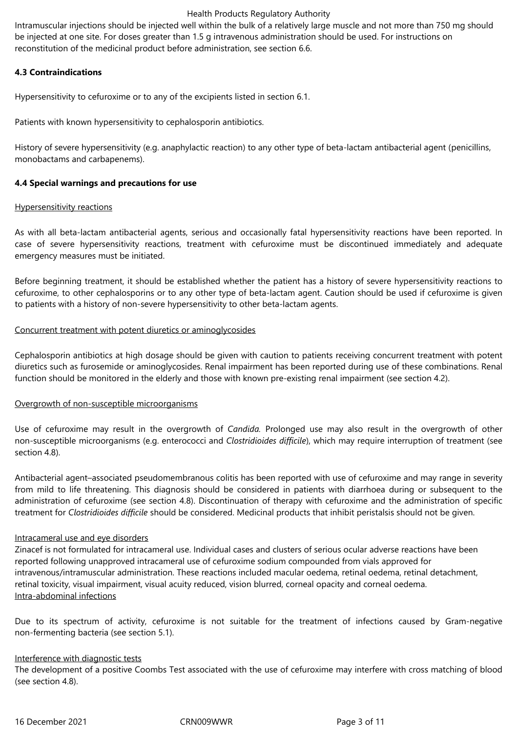Intramuscular injections should be injected well within the bulk of a relatively large muscle and not more than 750 mg should be injected at one site. For doses greater than 1.5 g intravenous administration should be used. For instructions on reconstitution of the medicinal product before administration, see section 6.6.

**4.3 Contraindications**

Hypersensitivity to cefuroxime or to any of the excipients listed in section 6.1.

Patients with known hypersensitivity to cephalosporin antibiotics.

History of severe hypersensitivity (e.g. anaphylactic reaction) to any other type of beta-lactam antibacterial agent (penicillins, monobactams and carbapenems).

**4.4 Special warnings and precautions for use**

<u>Hypersensitivity reactions</u>

As with all beta-lactam antibacterial agents, serious and occasionally fatal hypersensitivity reactions have been reported. In case of severe hypersensitivity reactions, treatment with cefuroxime must be discontinued immediately and adequate emergency measures must be initiated.

Before beginning treatment, it should be established whether the patient has a history of severe hypersensitivity reactions to cefuroxime, to other cephalosporins or to any other type of beta-lactam agent. Caution should be used if cefuroxime is given to patients with a history of non-severe hypersensitivity to other beta-lactam agents.

<u>Concurrent treatment with potent diuretics or aminoglycosides</u>

Cephalosporin antibiotics at high dosage should be given with caution to patients receiving concurrent treatment with potent diuretics such as furosemide or aminoglycosides. Renal impairment has been reported during use of these combinations. Renal function should be monitored in the elderly and those with known pre-existing renal impairment (see section 4.2).

<u>Overgrowth of non-susceptible microorganisms</u>

Use of cefuroxime may result in the overgrowth of *Candida.* Prolonged use may also result in the overgrowth of other non-susceptible microorganisms (e.g. enterococci and *Clostridioides difficile*), which may require interruption of treatment (see section 4.8).

Antibacterial agent–associated pseudomembranous colitis has been reported with use of cefuroxime and may range in severity from mild to life threatening. This diagnosis should be considered in patients with diarrhoea during or subsequent to the administration of cefuroxime (see section 4.8). Discontinuation of therapy with cefuroxime and the administration of specific treatment for *Clostridioides difficile* should be considered. Medicinal products that inhibit peristalsis should not be given.

<u>Intracameral use and eye disorders</u>
Zinacef is not formulated for intracameral use. Individual cases and clusters of serious ocular adverse reactions have been reported following unapproved intracameral use of cefuroxime sodium compounded from vials approved for intravenous/intramuscular administration. These reactions included macular oedema, retinal oedema, retinal detachment, retinal toxicity, visual impairment, visual acuity reduced, vision blurred, corneal opacity and corneal oedema.

<u>Intra-abdominal infections</u>

Due to its spectrum of activity, cefuroxime is not suitable for the treatment of infections caused by Gram-negative non-fermenting bacteria (see section 5.1).

<u>Interference with diagnostic tests</u>
The development of a positive Coombs Test associated with the use of cefuroxime may interfere with cross matching of blood (see section 4.8).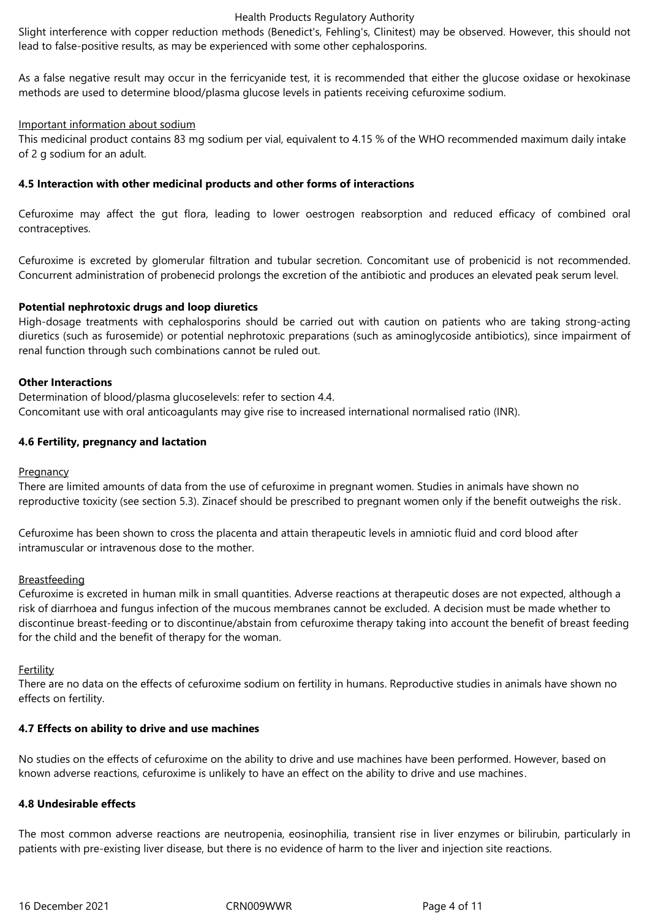Slight interference with copper reduction methods (Benedict's, Fehling's, Clinitest) may be observed. However, this should not lead to false-positive results, as may be experienced with some other cephalosporins.

As a false negative result may occur in the ferricyanide test, it is recommended that either the glucose oxidase or hexokinase methods are used to determine blood/plasma glucose levels in patients receiving cefuroxime sodium.

Important information about sodium

This medicinal product contains 83 mg sodium per vial, equivalent to 4.15 % of the WHO recommended maximum daily intake of 2 g sodium for an adult.

**4.5 Interaction with other medicinal products and other forms of interactions**

Cefuroxime may affect the gut flora, leading to lower oestrogen reabsorption and reduced efficacy of combined oral contraceptives.

Cefuroxime is excreted by glomerular filtration and tubular secretion. Concomitant use of probenicid is not recommended. Concurrent administration of probenecid prolongs the excretion of the antibiotic and produces an elevated peak serum level.

**Potential nephrotoxic drugs and loop diuretics**

High-dosage treatments with cephalosporins should be carried out with caution on patients who are taking strong-acting diuretics (such as furosemide) or potential nephrotoxic preparations (such as aminoglycoside antibiotics), since impairment of renal function through such combinations cannot be ruled out.

**Other Interactions**

Determination of blood/plasma glucoselevels: refer to section 4.4.

Concomitant use with oral anticoagulants may give rise to increased international normalised ratio (INR).

**4.6 Fertility, pregnancy and lactation**

Pregnancy

There are limited amounts of data from the use of cefuroxime in pregnant women. Studies in animals have shown no reproductive toxicity (see section 5.3). Zinacef should be prescribed to pregnant women only if the benefit outweighs the risk.

Cefuroxime has been shown to cross the placenta and attain therapeutic levels in amniotic fluid and cord blood after intramuscular or intravenous dose to the mother.

Breastfeeding

Cefuroxime is excreted in human milk in small quantities. Adverse reactions at therapeutic doses are not expected, although a risk of diarrhoea and fungus infection of the mucous membranes cannot be excluded. A decision must be made whether to discontinue breast-feeding or to discontinue/abstain from cefuroxime therapy taking into account the benefit of breast feeding for the child and the benefit of therapy for the woman.

Fertility

There are no data on the effects of cefuroxime sodium on fertility in humans. Reproductive studies in animals have shown no effects on fertility.

**4.7 Effects on ability to drive and use machines**

No studies on the effects of cefuroxime on the ability to drive and use machines have been performed. However, based on known adverse reactions, cefuroxime is unlikely to have an effect on the ability to drive and use machines.

**4.8 Undesirable effects**

The most common adverse reactions are neutropenia, eosinophilia, transient rise in liver enzymes or bilirubin, particularly in patients with pre-existing liver disease, but there is no evidence of harm to the liver and injection site reactions.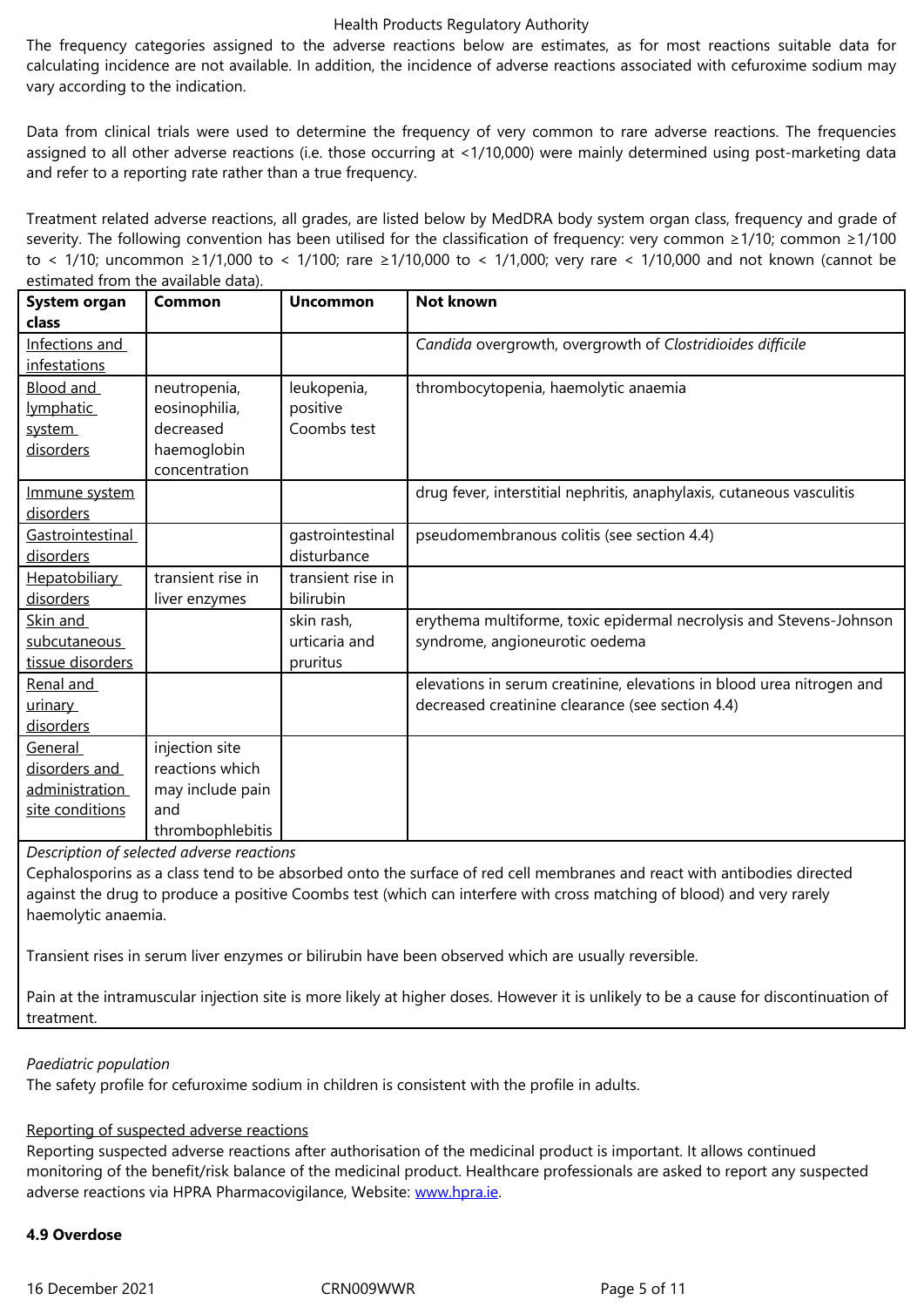The frequency categories assigned to the adverse reactions below are estimates, as for most reactions suitable data for calculating incidence are not available. In addition, the incidence of adverse reactions associated with cefuroxime sodium may vary according to the indication.

Data from clinical trials were used to determine the frequency of very common to rare adverse reactions. The frequencies assigned to all other adverse reactions (i.e. those occurring at <1/10,000) were mainly determined using post-marketing data and refer to a reporting rate rather than a true frequency.

Treatment related adverse reactions, all grades, are listed below by MedDRA body system organ class, frequency and grade of severity. The following convention has been utilised for the classification of frequency: very common ≥1/10; common ≥1/100 to < 1/10; uncommon ≥1/1,000 to < 1/100; rare ≥1/10,000 to < 1/1,000; very rare < 1/10,000 and not known (cannot be estimated from the available data).

| System organ class | Common | Uncommon | Not known |
|---|---|---|---|
| Infections and infestations | | | *Candida* overgrowth, overgrowth of *Clostridioides difficile* |
| Blood and lymphatic system disorders | neutropenia, eosinophilia, decreased haemoglobin concentration | leukopenia, positive Coombs test | thrombocytopenia, haemolytic anaemia |
| Immune system disorders | | | drug fever, interstitial nephritis, anaphylaxis, cutaneous vasculitis |
| Gastrointestinal disorders | | gastrointestinal disturbance | pseudomembranous colitis (see section 4.4) |
| Hepatobiliary disorders | transient rise in liver enzymes | transient rise in bilirubin | |
| Skin and subcutaneous tissue disorders | | skin rash, urticaria and pruritus | erythema multiforme, toxic epidermal necrolysis and Stevens-Johnson syndrome, angioneurotic oedema |
| Renal and urinary disorders | | | elevations in serum creatinine, elevations in blood urea nitrogen and decreased creatinine clearance (see section 4.4) |
| General disorders and administration site conditions | injection site reactions which may include pain and thrombophlebitis | | |

*Description of selected adverse reactions*

Cephalosporins as a class tend to be absorbed onto the surface of red cell membranes and react with antibodies directed against the drug to produce a positive Coombs test (which can interfere with cross matching of blood) and very rarely haemolytic anaemia.

Transient rises in serum liver enzymes or bilirubin have been observed which are usually reversible.

Pain at the intramuscular injection site is more likely at higher doses. However it is unlikely to be a cause for discontinuation of treatment.

*Paediatric population*

The safety profile for cefuroxime sodium in children is consistent with the profile in adults.

Reporting of suspected adverse reactions

Reporting suspected adverse reactions after authorisation of the medicinal product is important. It allows continued monitoring of the benefit/risk balance of the medicinal product. Healthcare professionals are asked to report any suspected adverse reactions via HPRA Pharmacovigilance, Website: www.hpra.ie.

**4.9 Overdose**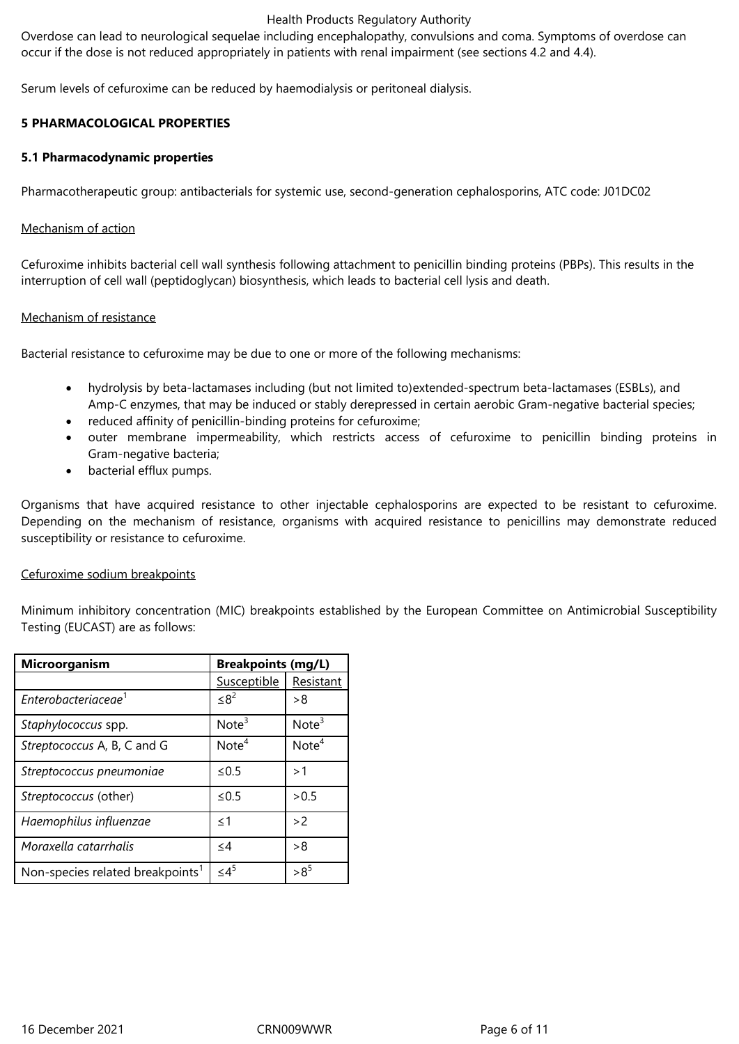Overdose can lead to neurological sequelae including encephalopathy, convulsions and coma. Symptoms of overdose can occur if the dose is not reduced appropriately in patients with renal impairment (see sections 4.2 and 4.4).

Serum levels of cefuroxime can be reduced by haemodialysis or peritoneal dialysis.

## 5 PHARMACOLOGICAL PROPERTIES

### 5.1 Pharmacodynamic properties

Pharmacotherapeutic group: antibacterials for systemic use, second-generation cephalosporins, ATC code: J01DC02

Mechanism of action

Cefuroxime inhibits bacterial cell wall synthesis following attachment to penicillin binding proteins (PBPs). This results in the interruption of cell wall (peptidoglycan) biosynthesis, which leads to bacterial cell lysis and death.

Mechanism of resistance

Bacterial resistance to cefuroxime may be due to one or more of the following mechanisms:

- hydrolysis by beta-lactamases including (but not limited to)extended-spectrum beta-lactamases (ESBLs), and Amp-C enzymes, that may be induced or stably derepressed in certain aerobic Gram-negative bacterial species;
- reduced affinity of penicillin-binding proteins for cefuroxime;
- outer membrane impermeability, which restricts access of cefuroxime to penicillin binding proteins in Gram-negative bacteria;
- bacterial efflux pumps.

Organisms that have acquired resistance to other injectable cephalosporins are expected to be resistant to cefuroxime. Depending on the mechanism of resistance, organisms with acquired resistance to penicillins may demonstrate reduced susceptibility or resistance to cefuroxime.

Cefuroxime sodium breakpoints

Minimum inhibitory concentration (MIC) breakpoints established by the European Committee on Antimicrobial Susceptibility Testing (EUCAST) are as follows:

| Microorganism | Breakpoints (mg/L) | |
|---|---|---|
| | Susceptible | Resistant |
| *Enterobacteriaceae*[1] | ≤8[2] | >8 |
| *Staphylococcus* spp. | Note[3] | Note[3] |
| *Streptococcus* A, B, C and G | Note[4] | Note[4] |
| *Streptococcus pneumoniae* | ≤0.5 | >1 |
| *Streptococcus* (other) | ≤0.5 | >0.5 |
| *Haemophilus influenzae* | ≤1 | >2 |
| *Moraxella catarrhalis* | ≤4 | >8 |
| Non-species related breakpoints[1] | ≤4[5] | >8[5] |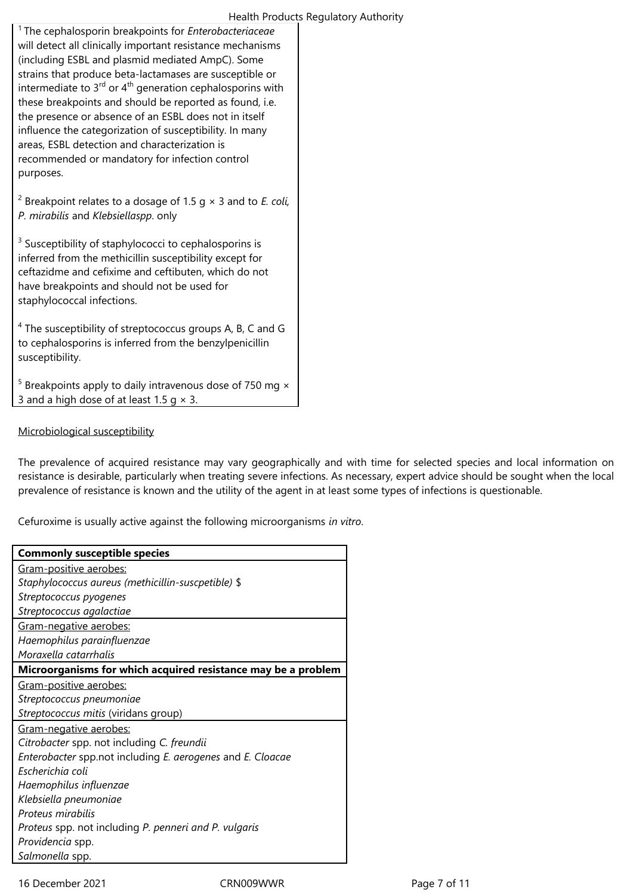[1] The cephalosporin breakpoints for *Enterobacteriaceae* will detect all clinically important resistance mechanisms (including ESBL and plasmid mediated AmpC). Some strains that produce beta-lactamases are susceptible or intermediate to 3rd or 4th generation cephalosporins with these breakpoints and should be reported as found, i.e. the presence or absence of an ESBL does not in itself influence the categorization of susceptibility. In many areas, ESBL detection and characterization is recommended or mandatory for infection control purposes.

[2] Breakpoint relates to a dosage of 1.5 g × 3 and to *E. coli, P. mirabilis* and *Klebsiellaspp*. only

[3] Susceptibility of staphylococci to cephalosporins is inferred from the methicillin susceptibility except for ceftazidme and cefixime and ceftibuten, which do not have breakpoints and should not be used for staphylococcal infections.

[4] The susceptibility of streptococcus groups A, B, C and G to cephalosporins is inferred from the benzylpenicillin susceptibility.

[5] Breakpoints apply to daily intravenous dose of 750 mg × 3 and a high dose of at least 1.5 g × 3.

Microbiological susceptibility

The prevalence of acquired resistance may vary geographically and with time for selected species and local information on resistance is desirable, particularly when treating severe infections. As necessary, expert advice should be sought when the local prevalence of resistance is known and the utility of the agent in at least some types of infections is questionable.

Cefuroxime is usually active against the following microorganisms *in vitro*.

| **Commonly susceptible species** |
|---|
| Gram-positive aerobes: |
| *Staphylococcus aureus (methicillin-suscpetible)* $ |
| *Streptococcus pyogenes* |
| *Streptococcus agalactiae* |
| Gram-negative aerobes: |
| *Haemophilus parainfluenzae* |
| *Moraxella catarrhalis* |
| **Microorganisms for which acquired resistance may be a problem** |
| Gram-positive aerobes: |
| *Streptococcus pneumoniae* |
| *Streptococcus mitis* (viridans group) |
| Gram-negative aerobes: |
| *Citrobacter* spp. not including *C. freundii* |
| *Enterobacter* spp.not including *E. aerogenes* and *E. Cloacae* |
| *Escherichia coli* |
| *Haemophilus influenzae* |
| *Klebsiella pneumoniae* |
| *Proteus mirabilis* |
| *Proteus* spp. not including *P. penneri and P. vulgaris* |
| *Providencia* spp. |
| *Salmonella* spp. |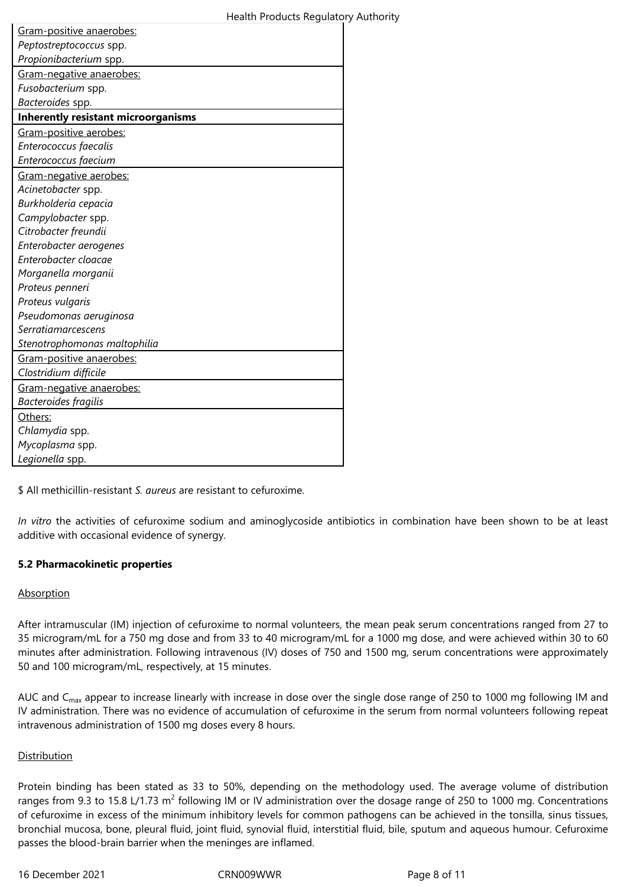| |
|---|
| Gram-positive anaerobes: |
| *Peptostreptococcus* spp. |
| *Propionibacterium* spp. |
| Gram-negative anaerobes: |
| *Fusobacterium* spp. |
| *Bacteroides* spp. |
| **Inherently resistant microorganisms** |
| Gram-positive aerobes: |
| *Enterococcus faecalis* |
| *Enterococcus faecium* |
| Gram-negative aerobes: |
| *Acinetobacter* spp. |
| *Burkholderia cepacia* |
| *Campylobacter* spp. |
| *Citrobacter freundii* |
| *Enterobacter aerogenes* |
| *Enterobacter cloacae* |
| *Morganella morganii* |
| *Proteus penneri* |
| *Proteus vulgaris* |
| *Pseudomonas aeruginosa* |
| *Serratiamarcescens* |
| *Stenotrophomonas maltophilia* |
| Gram-positive anaerobes: |
| *Clostridium difficile* |
| Gram-negative anaerobes: |
| *Bacteroides fragilis* |
| Others: |
| *Chlamydia* spp. |
| *Mycoplasma* spp. |
| *Legionella* spp. |

$ All methicillin-resistant *S. aureus* are resistant to cefuroxime.

*In vitro* the activities of cefuroxime sodium and aminoglycoside antibiotics in combination have been shown to be at least additive with occasional evidence of synergy.

**5.2 Pharmacokinetic properties**

Absorption

After intramuscular (IM) injection of cefuroxime to normal volunteers, the mean peak serum concentrations ranged from 27 to 35 microgram/mL for a 750 mg dose and from 33 to 40 microgram/mL for a 1000 mg dose, and were achieved within 30 to 60 minutes after administration. Following intravenous (IV) doses of 750 and 1500 mg, serum concentrations were approximately 50 and 100 microgram/mL, respectively, at 15 minutes.

AUC and $C_{max}$ appear to increase linearly with increase in dose over the single dose range of 250 to 1000 mg following IM and IV administration. There was no evidence of accumulation of cefuroxime in the serum from normal volunteers following repeat intravenous administration of 1500 mg doses every 8 hours.

Distribution

Protein binding has been stated as 33 to 50%, depending on the methodology used. The average volume of distribution ranges from 9.3 to 15.8 L/1.73 $m^2$ following IM or IV administration over the dosage range of 250 to 1000 mg. Concentrations of cefuroxime in excess of the minimum inhibitory levels for common pathogens can be achieved in the tonsilla, sinus tissues, bronchial mucosa, bone, pleural fluid, joint fluid, synovial fluid, interstitial fluid, bile, sputum and aqueous humour. Cefuroxime passes the blood-brain barrier when the meninges are inflamed.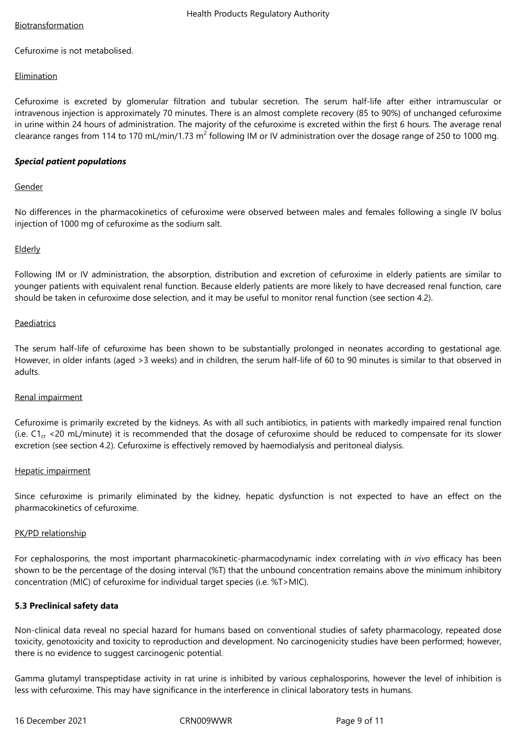Biotransformation

Cefuroxime is not metabolised.

Elimination

Cefuroxime is excreted by glomerular filtration and tubular secretion. The serum half-life after either intramuscular or intravenous injection is approximately 70 minutes. There is an almost complete recovery (85 to 90%) of unchanged cefuroxime in urine within 24 hours of administration. The majority of the cefuroxime is excreted within the first 6 hours. The average renal clearance ranges from 114 to 170 mL/min/1.73 $m^2$ following IM or IV administration over the dosage range of 250 to 1000 mg.

***Special patient populations***

Gender

No differences in the pharmacokinetics of cefuroxime were observed between males and females following a single IV bolus injection of 1000 mg of cefuroxime as the sodium salt.

Elderly

Following IM or IV administration, the absorption, distribution and excretion of cefuroxime in elderly patients are similar to younger patients with equivalent renal function. Because elderly patients are more likely to have decreased renal function, care should be taken in cefuroxime dose selection, and it may be useful to monitor renal function (see section 4.2).

Paediatrics

The serum half-life of cefuroxime has been shown to be substantially prolonged in neonates according to gestational age. However, in older infants (aged >3 weeks) and in children, the serum half-life of 60 to 90 minutes is similar to that observed in adults.

Renal impairment

Cefuroxime is primarily excreted by the kidneys. As with all such antibiotics, in patients with markedly impaired renal function (i.e. $C1_{cr}$ <20 mL/minute) it is recommended that the dosage of cefuroxime should be reduced to compensate for its slower excretion (see section 4.2). Cefuroxime is effectively removed by haemodialysis and peritoneal dialysis.

Hepatic impairment

Since cefuroxime is primarily eliminated by the kidney, hepatic dysfunction is not expected to have an effect on the pharmacokinetics of cefuroxime.

PK/PD relationship

For cephalosporins, the most important pharmacokinetic-pharmacodynamic index correlating with *in vivo* efficacy has been shown to be the percentage of the dosing interval (%T) that the unbound concentration remains above the minimum inhibitory concentration (MIC) of cefuroxime for individual target species (i.e. %T>MIC).

**5.3 Preclinical safety data**

Non-clinical data reveal no special hazard for humans based on conventional studies of safety pharmacology, repeated dose toxicity, genotoxicity and toxicity to reproduction and development. No carcinogenicity studies have been performed; however, there is no evidence to suggest carcinogenic potential.

Gamma glutamyl transpeptidase activity in rat urine is inhibited by various cephalosporins, however the level of inhibition is less with cefuroxime. This may have significance in the interference in clinical laboratory tests in humans.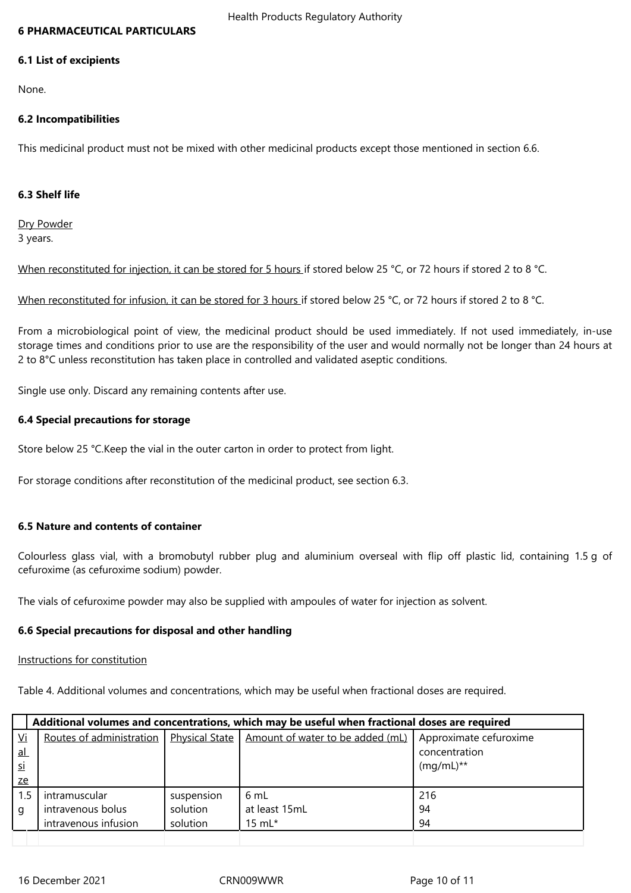## 6 PHARMACEUTICAL PARTICULARS

### 6.1 List of excipients

None.

### 6.2 Incompatibilities

This medicinal product must not be mixed with other medicinal products except those mentioned in section 6.6.

### 6.3 Shelf life

Dry Powder
3 years.

When reconstituted for injection, it can be stored for 5 hours if stored below 25 °C, or 72 hours if stored 2 to 8 °C.

When reconstituted for infusion, it can be stored for 3 hours if stored below 25 °C, or 72 hours if stored 2 to 8 °C.

From a microbiological point of view, the medicinal product should be used immediately. If not used immediately, in-use storage times and conditions prior to use are the responsibility of the user and would normally not be longer than 24 hours at 2 to 8°C unless reconstitution has taken place in controlled and validated aseptic conditions.

Single use only. Discard any remaining contents after use.

### 6.4 Special precautions for storage

Store below 25 °C.Keep the vial in the outer carton in order to protect from light.

For storage conditions after reconstitution of the medicinal product, see section 6.3.

### 6.5 Nature and contents of container

Colourless glass vial, with a bromobutyl rubber plug and aluminium overseal with flip off plastic lid, containing 1.5 g of cefuroxime (as cefuroxime sodium) powder.

The vials of cefuroxime powder may also be supplied with ampoules of water for injection as solvent.

### 6.6 Special precautions for disposal and other handling

Instructions for constitution

Table 4. Additional volumes and concentrations, which may be useful when fractional doses are required.

| Additional volumes and concentrations, which may be useful when fractional doses are required | | | | |
|---|---|---|---|---|
| Vial size | Routes of administration | Physical State | Amount of water to be added (mL) | Approximate cefuroxime concentration (mg/mL)** |
| 1.5 g | intramuscular<br>intravenous bolus<br>intravenous infusion | suspension<br>solution<br>solution | 6 mL<br>at least 15mL<br>15 mL* | 216<br>94<br>94 |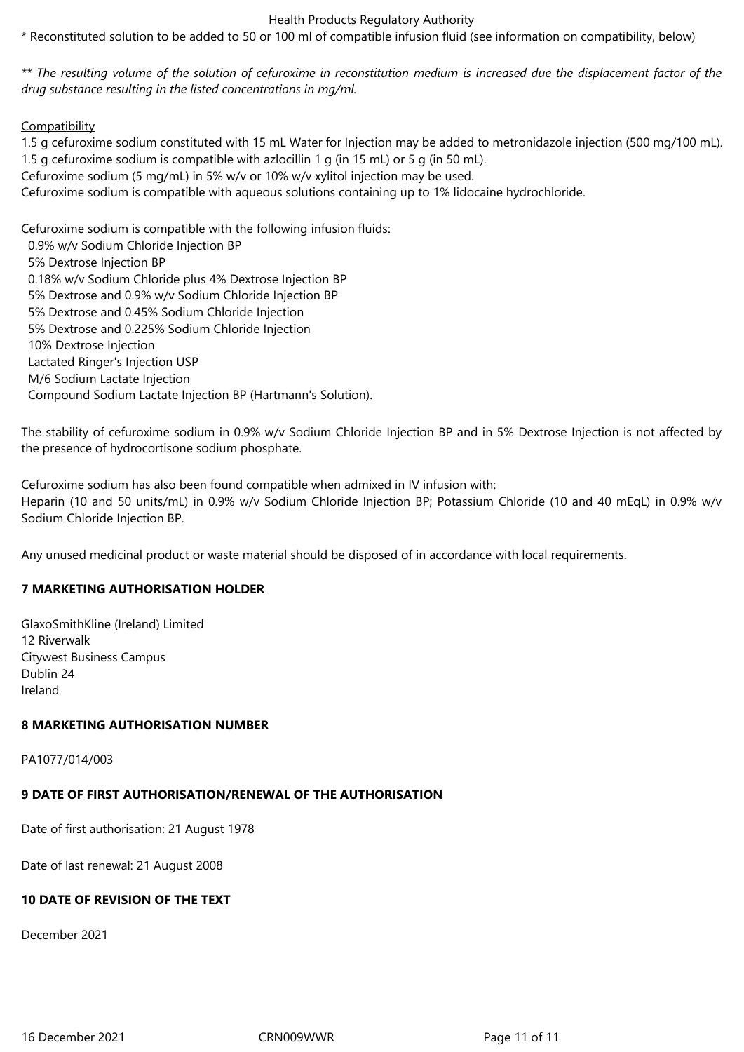* Reconstituted solution to be added to 50 or 100 ml of compatible infusion fluid (see information on compatibility, below)

*** The resulting volume of the solution of cefuroxime in reconstitution medium is increased due the displacement factor of the drug substance resulting in the listed concentrations in mg/ml.*

Compatibility

1.5 g cefuroxime sodium constituted with 15 mL Water for Injection may be added to metronidazole injection (500 mg/100 mL).
1.5 g cefuroxime sodium is compatible with azlocillin 1 g (in 15 mL) or 5 g (in 50 mL).
Cefuroxime sodium (5 mg/mL) in 5% w/v or 10% w/v xylitol injection may be used.
Cefuroxime sodium is compatible with aqueous solutions containing up to 1% lidocaine hydrochloride.

Cefuroxime sodium is compatible with the following infusion fluids:

- 0.9% w/v Sodium Chloride Injection BP
- 5% Dextrose Injection BP
- 0.18% w/v Sodium Chloride plus 4% Dextrose Injection BP
- 5% Dextrose and 0.9% w/v Sodium Chloride Injection BP
- 5% Dextrose and 0.45% Sodium Chloride Injection
- 5% Dextrose and 0.225% Sodium Chloride Injection
- 10% Dextrose Injection
- Lactated Ringer's Injection USP
- M/6 Sodium Lactate Injection
- Compound Sodium Lactate Injection BP (Hartmann's Solution).

The stability of cefuroxime sodium in 0.9% w/v Sodium Chloride Injection BP and in 5% Dextrose Injection is not affected by the presence of hydrocortisone sodium phosphate.

Cefuroxime sodium has also been found compatible when admixed in IV infusion with:
Heparin (10 and 50 units/mL) in 0.9% w/v Sodium Chloride Injection BP; Potassium Chloride (10 and 40 mEqL) in 0.9% w/v Sodium Chloride Injection BP.

Any unused medicinal product or waste material should be disposed of in accordance with local requirements.

## 7 MARKETING AUTHORISATION HOLDER

GlaxoSmithKline (Ireland) Limited
12 Riverwalk
Citywest Business Campus
Dublin 24
Ireland

## 8 MARKETING AUTHORISATION NUMBER

PA1077/014/003

## 9 DATE OF FIRST AUTHORISATION/RENEWAL OF THE AUTHORISATION

Date of first authorisation: 21 August 1978

Date of last renewal: 21 August 2008

## 10 DATE OF REVISION OF THE TEXT

December 2021